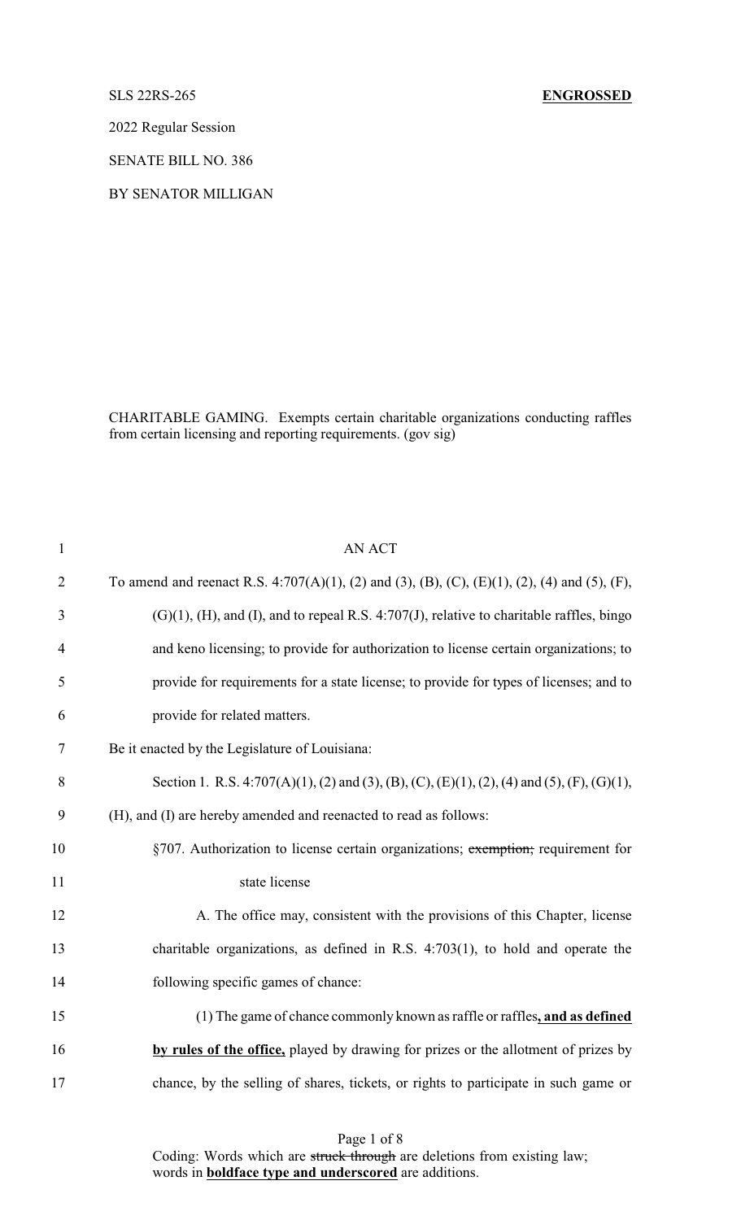SLS 22RS-265 **ENGROSSED**

2022 Regular Session

SENATE BILL NO. 386

BY SENATOR MILLIGAN

CHARITABLE GAMING. Exempts certain charitable organizations conducting raffles from certain licensing and reporting requirements. (gov sig)

AN ACT

To amend and reenact R.S. 4:707(A)(1), (2) and (3), (B), (C), (E)(1), (2), (4) and (5), (F), (G)(1), (H), and (I), and to repeal R.S. 4:707(J), relative to charitable raffles, bingo and keno licensing; to provide for authorization to license certain organizations; to provide for requirements for a state license; to provide for types of licenses; and to provide for related matters.

Be it enacted by the Legislature of Louisiana:

Section 1. R.S. 4:707(A)(1), (2) and (3), (B), (C), (E)(1), (2), (4) and (5), (F), (G)(1), (H), and (I) are hereby amended and reenacted to read as follows:

§707. Authorization to license certain organizations; ~~exemption;~~ requirement for state license

A. The office may, consistent with the provisions of this Chapter, license charitable organizations, as defined in R.S. 4:703(1), to hold and operate the following specific games of chance:

(1) The game of chance commonly known as raffle or raffles**, and as defined by rules of the office,** played by drawing for prizes or the allotment of prizes by chance, by the selling of shares, tickets, or rights to participate in such game or

Coding: Words which are ~~struck through~~ are deletions from existing law; words in **boldface type and underscored** are additions.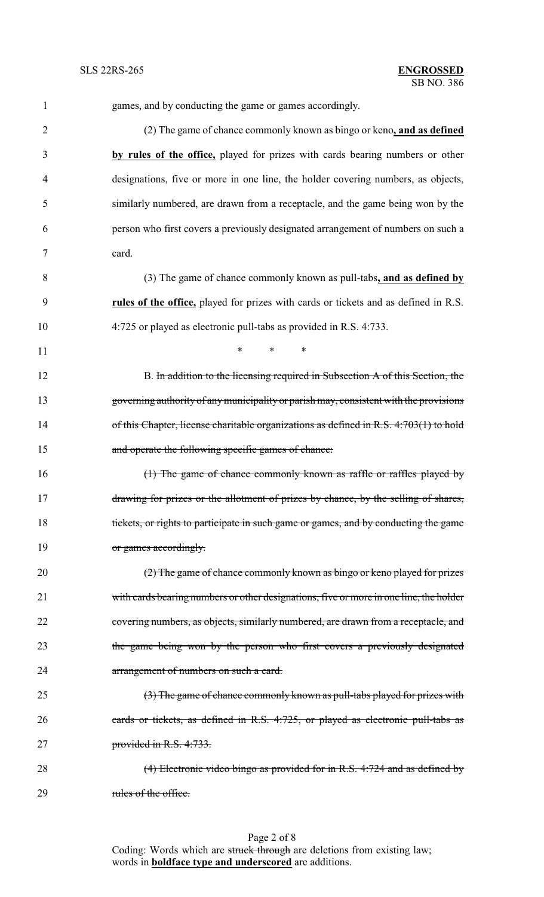games, and by conducting the game or games accordingly.

(2) The game of chance commonly known as bingo or keno**, and as defined by rules of the office,** played for prizes with cards bearing numbers or other designations, five or more in one line, the holder covering numbers, as objects, similarly numbered, are drawn from a receptacle, and the game being won by the person who first covers a previously designated arrangement of numbers on such a card.

(3) The game of chance commonly known as pull-tabs**, and as defined by rules of the office,** played for prizes with cards or tickets and as defined in R.S. 4:725 or played as electronic pull-tabs as provided in R.S. 4:733.

\* \* \*

B. ~~In addition to the licensing required in Subsection A of this Section, the governing authority of any municipality or parish may, consistent with the provisions of this Chapter, license charitable organizations as defined in R.S. 4:703(1) to hold and operate the following specific games of chance:~~

~~(1) The game of chance commonly known as raffle or raffles played by drawing for prizes or the allotment of prizes by chance, by the selling of shares, tickets, or rights to participate in such game or games, and by conducting the game or games accordingly.~~

~~(2) The game of chance commonly known as bingo or keno played for prizes with cards bearing numbers or other designations, five or more in one line, the holder covering numbers, as objects, similarly numbered, are drawn from a receptacle, and the game being won by the person who first covers a previously designated arrangement of numbers on such a card.~~

~~(3) The game of chance commonly known as pull-tabs played for prizes with cards or tickets, as defined in R.S. 4:725, or played as electronic pull-tabs as provided in R.S. 4:733.~~

~~(4) Electronic video bingo as provided for in R.S. 4:724 and as defined by rules of the office.~~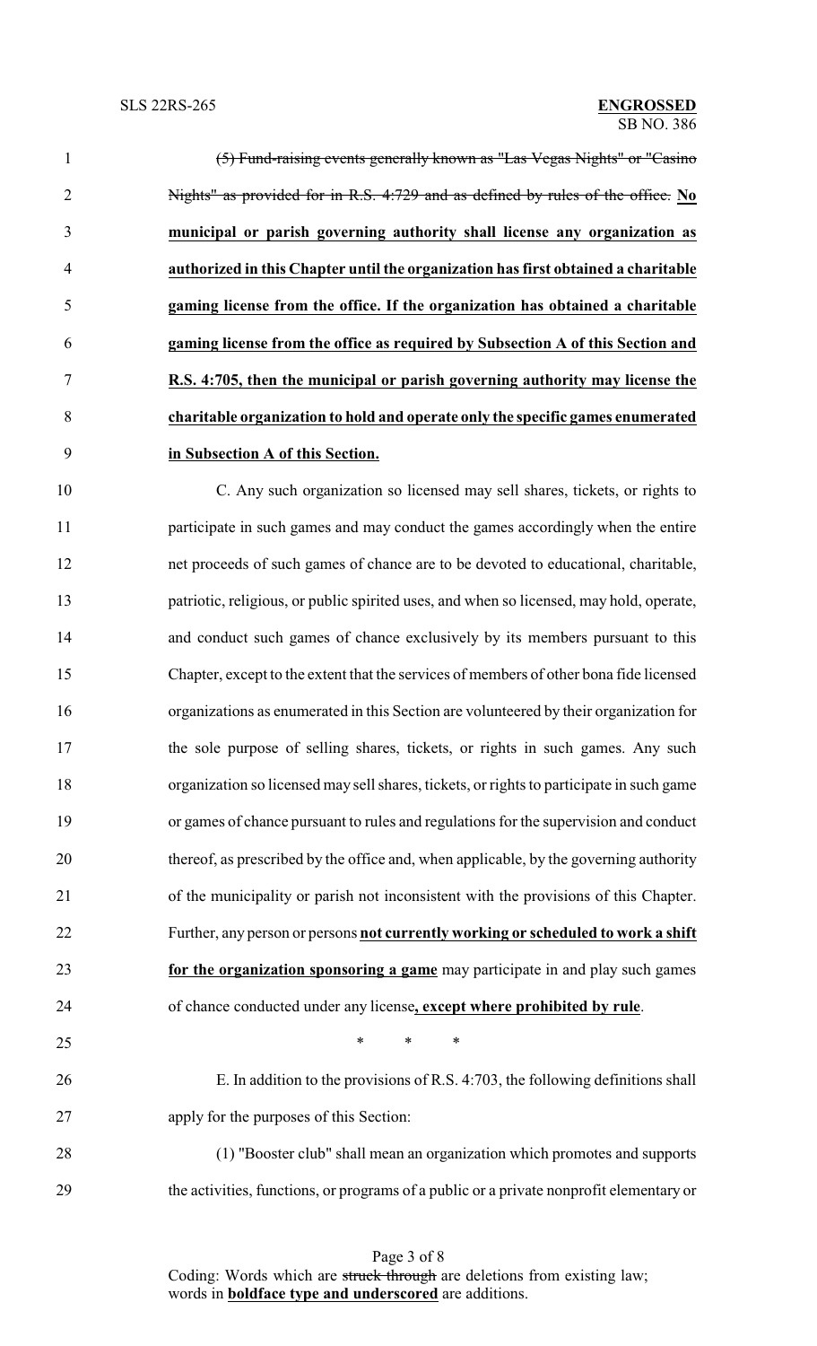(5) ~~Fund-raising events generally known as "Las Vegas Nights" or "Casino Nights" as provided for in R.S. 4:729 and as defined by rules of the office.~~ **No municipal or parish governing authority shall license any organization as authorized in this Chapter until the organization has first obtained a charitable gaming license from the office. If the organization has obtained a charitable gaming license from the office as required by Subsection A of this Section and R.S. 4:705, then the municipal or parish governing authority may license the charitable organization to hold and operate only the specific games enumerated in Subsection A of this Section.**

C. Any such organization so licensed may sell shares, tickets, or rights to participate in such games and may conduct the games accordingly when the entire net proceeds of such games of chance are to be devoted to educational, charitable, patriotic, religious, or public spirited uses, and when so licensed, may hold, operate, and conduct such games of chance exclusively by its members pursuant to this Chapter, except to the extent that the services of members of other bona fide licensed organizations as enumerated in this Section are volunteered by their organization for the sole purpose of selling shares, tickets, or rights in such games. Any such organization so licensed may sell shares, tickets, or rights to participate in such game or games of chance pursuant to rules and regulations for the supervision and conduct thereof, as prescribed by the office and, when applicable, by the governing authority of the municipality or parish not inconsistent with the provisions of this Chapter. Further, any person or persons **not currently working or scheduled to work a shift for the organization sponsoring a game** may participate in and play such games of chance conducted under any license**, except where prohibited by rule**.

\* \* \*

E. In addition to the provisions of R.S. 4:703, the following definitions shall apply for the purposes of this Section:

(1) "Booster club" shall mean an organization which promotes and supports the activities, functions, or programs of a public or a private nonprofit elementary or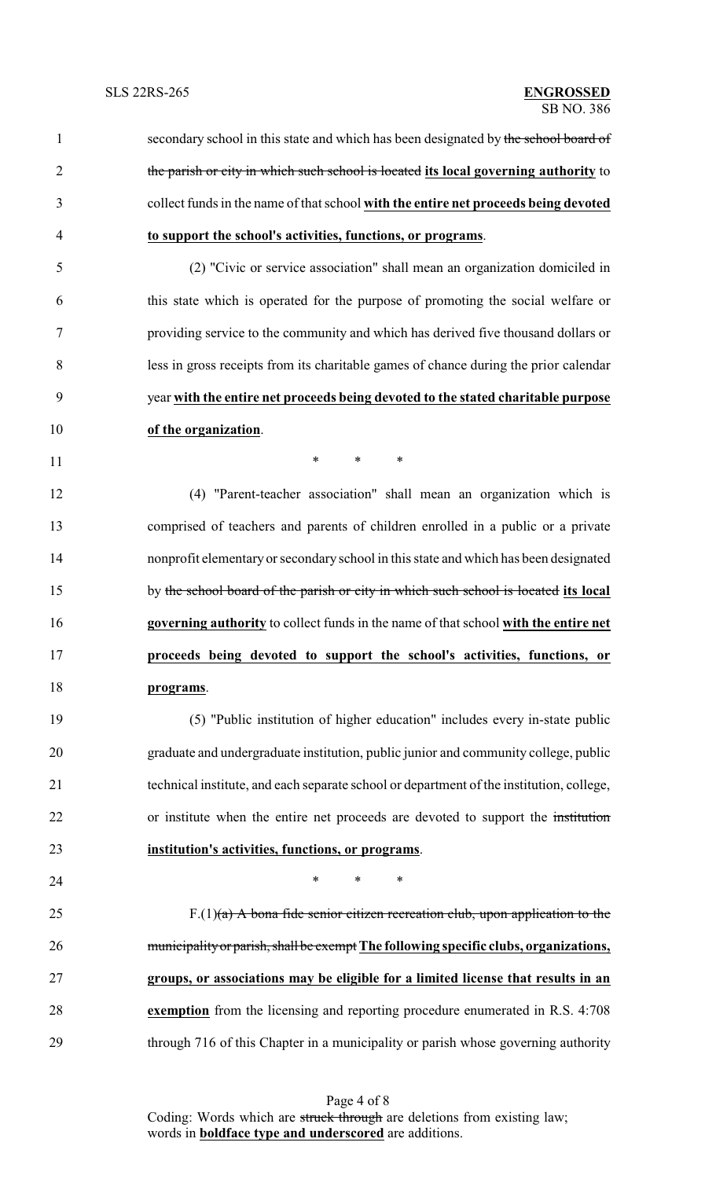secondary school in this state and which has been designated by ~~the school board of the parish or city in which such school is located~~ **its local governing authority** to collect funds in the name of that school **with the entire net proceeds being devoted to support the school's activities, functions, or programs**.

(2) "Civic or service association" shall mean an organization domiciled in this state which is operated for the purpose of promoting the social welfare or providing service to the community and which has derived five thousand dollars or less in gross receipts from its charitable games of chance during the prior calendar year **with the entire net proceeds being devoted to the stated charitable purpose of the organization**.

\* \* \*

(4) "Parent-teacher association" shall mean an organization which is comprised of teachers and parents of children enrolled in a public or a private nonprofit elementary or secondary school in this state and which has been designated by ~~the school board of the parish or city in which such school is located~~ **its local governing authority** to collect funds in the name of that school **with the entire net proceeds being devoted to support the school's activities, functions, or programs**.

(5) "Public institution of higher education" includes every in-state public graduate and undergraduate institution, public junior and community college, public technical institute, and each separate school or department of the institution, college, or institute when the entire net proceeds are devoted to support the ~~institution~~ **institution's activities, functions, or programs**.

\* \* \*

F.(1)~~(a) A bona fide senior citizen recreation club, upon application to the municipality or parish, shall be exempt~~ **The following specific clubs, organizations, groups, or associations may be eligible for a limited license that results in an exemption** from the licensing and reporting procedure enumerated in R.S. 4:708 through 716 of this Chapter in a municipality or parish whose governing authority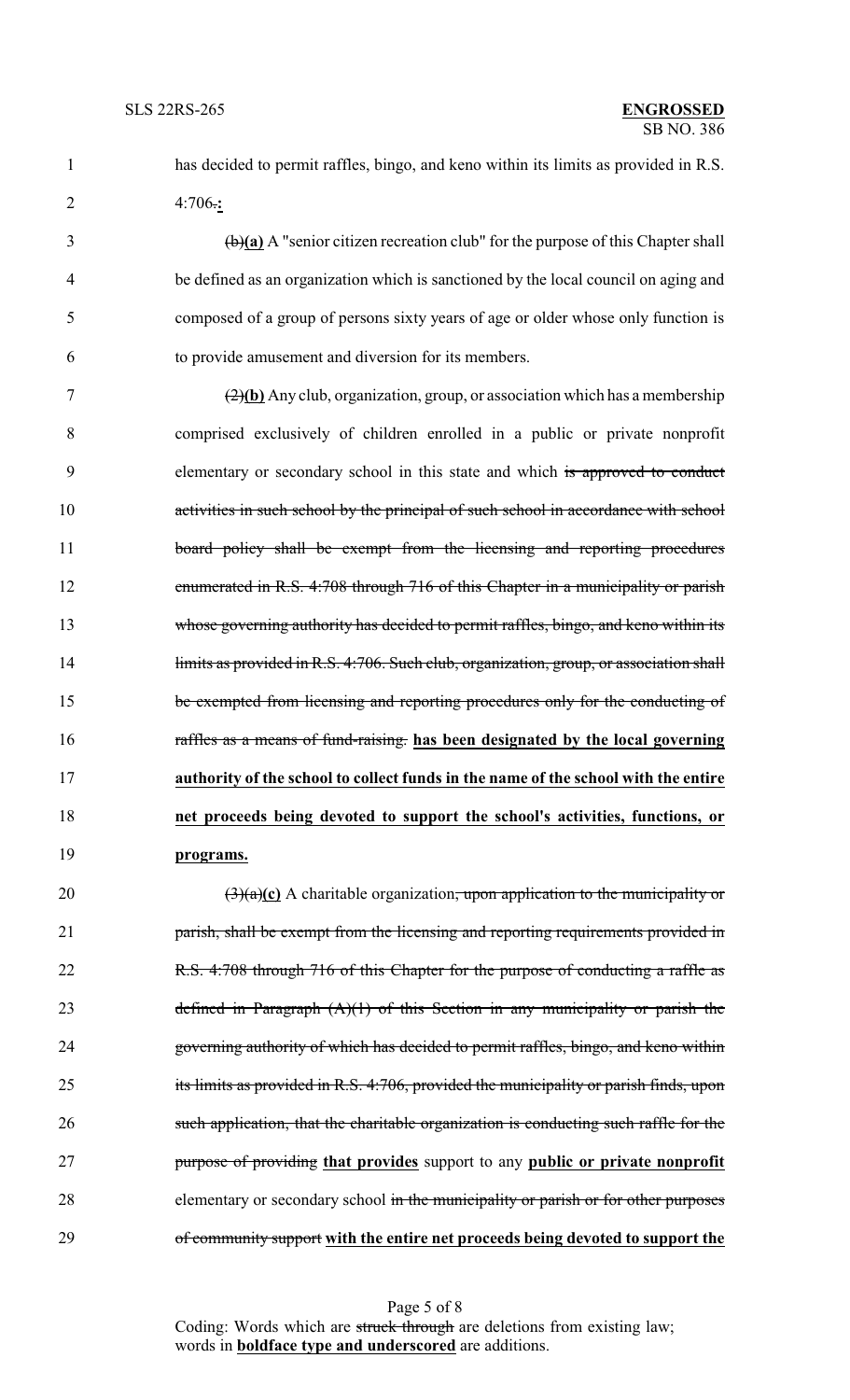has decided to permit raffles, bingo, and keno within its limits as provided in R.S. 4:706~~.~~**:**

~~(b)~~**(a)** A "senior citizen recreation club" for the purpose of this Chapter shall be defined as an organization which is sanctioned by the local council on aging and composed of a group of persons sixty years of age or older whose only function is to provide amusement and diversion for its members.

~~(2)~~**(b)** Any club, organization, group, or association which has a membership comprised exclusively of children enrolled in a public or private nonprofit elementary or secondary school in this state and which ~~is approved to conduct activities in such school by the principal of such school in accordance with school board policy shall be exempt from the licensing and reporting procedures enumerated in R.S. 4:708 through 716 of this Chapter in a municipality or parish whose governing authority has decided to permit raffles, bingo, and keno within its limits as provided in R.S. 4:706. Such club, organization, group, or association shall be exempted from licensing and reporting procedures only for the conducting of raffles as a means of fund-raising.~~ **has been designated by the local governing authority of the school to collect funds in the name of the school with the entire net proceeds being devoted to support the school's activities, functions, or programs.**

~~(3)(a)~~**(c)** A charitable organization~~, upon application to the municipality or parish, shall be exempt from the licensing and reporting requirements provided in R.S. 4:708 through 716 of this Chapter for the purpose of conducting a raffle as defined in Paragraph (A)(1) of this Section in any municipality or parish the governing authority of which has decided to permit raffles, bingo, and keno within its limits as provided in R.S. 4:706, provided the municipality or parish finds, upon such application, that the charitable organization is conducting such raffle for the purpose of providing~~ **that provides** support to any **public or private nonprofit** elementary or secondary school ~~in the municipality or parish or for other purposes of community support~~ **with the entire net proceeds being devoted to support the**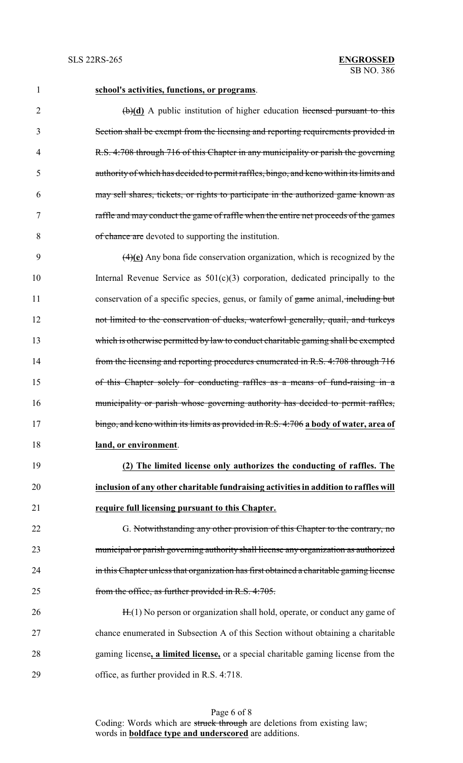**school's activities, functions, or programs**.

~~(b)~~**(d)** A public institution of higher education ~~licensed pursuant to this Section shall be exempt from the licensing and reporting requirements provided in R.S. 4:708 through 716 of this Chapter in any municipality or parish the governing authority of which has decided to permit raffles, bingo, and keno within its limits and may sell shares, tickets, or rights to participate in the authorized game known as raffle and may conduct the game of raffle when the entire net proceeds of the games of chance are~~ devoted to supporting the institution.

~~(4)~~**(e)** Any bona fide conservation organization, which is recognized by the Internal Revenue Service as 501(c)(3) corporation, dedicated principally to the conservation of a specific species, genus, or family of ~~game~~ animal~~, including but not limited to the conservation of ducks, waterfowl generally, quail, and turkeys which is otherwise permitted by law to conduct charitable gaming shall be exempted from the licensing and reporting procedures enumerated in R.S. 4:708 through 716 of this Chapter solely for conducting raffles as a means of fund-raising in a municipality or parish whose governing authority has decided to permit raffles, bingo, and keno within its limits as provided in R.S. 4:706~~ **a body of water, area of land, or environment**.

**(2) The limited license only authorizes the conducting of raffles. The inclusion of any other charitable fundraising activities in addition to raffles will require full licensing pursuant to this Chapter.**

G. ~~Notwithstanding any other provision of this Chapter to the contrary, no municipal or parish governing authority shall license any organization as authorized in this Chapter unless that organization has first obtained a charitable gaming license from the office, as further provided in R.S. 4:705.~~

~~H.~~(1) No person or organization shall hold, operate, or conduct any game of chance enumerated in Subsection A of this Section without obtaining a charitable gaming license**, a limited license,** or a special charitable gaming license from the office, as further provided in R.S. 4:718.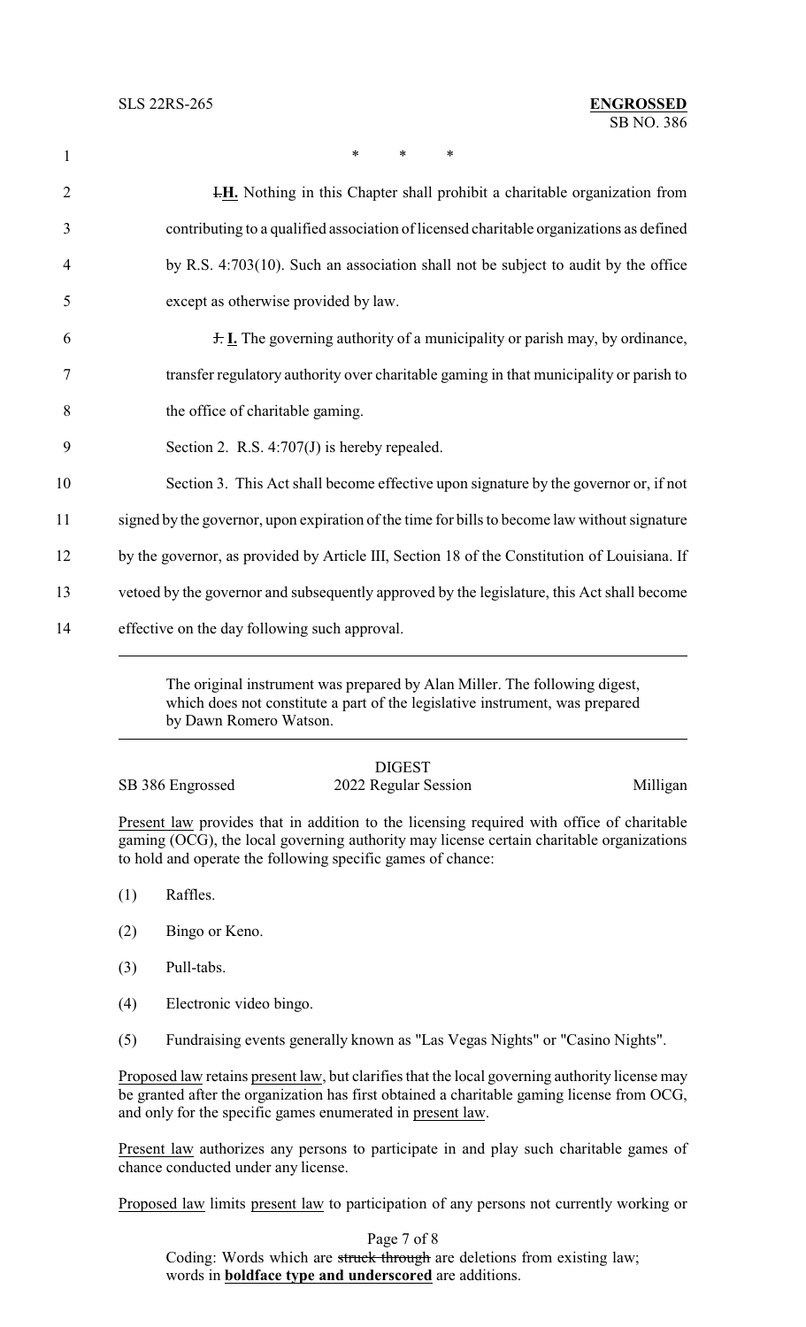\*　　\*　　\*

~~I.~~**H.** Nothing in this Chapter shall prohibit a charitable organization from contributing to a qualified association of licensed charitable organizations as defined by R.S. 4:703(10). Such an association shall not be subject to audit by the office except as otherwise provided by law.

~~J.~~ **I.** The governing authority of a municipality or parish may, by ordinance, transfer regulatory authority over charitable gaming in that municipality or parish to the office of charitable gaming.

Section 2. R.S. 4:707(J) is hereby repealed.

Section 3. This Act shall become effective upon signature by the governor or, if not signed by the governor, upon expiration of the time for bills to become law without signature by the governor, as provided by Article III, Section 18 of the Constitution of Louisiana. If vetoed by the governor and subsequently approved by the legislature, this Act shall become effective on the day following such approval.

---

The original instrument was prepared by Alan Miller. The following digest, which does not constitute a part of the legislative instrument, was prepared by Dawn Romero Watson.

---

## DIGEST

SB 386 Engrossed　　　　2022 Regular Session　　　　Milligan

Present law provides that in addition to the licensing required with office of charitable gaming (OCG), the local governing authority may license certain charitable organizations to hold and operate the following specific games of chance:

(1) Raffles.

(2) Bingo or Keno.

(3) Pull-tabs.

(4) Electronic video bingo.

(5) Fundraising events generally known as "Las Vegas Nights" or "Casino Nights".

Proposed law retains present law, but clarifies that the local governing authority license may be granted after the organization has first obtained a charitable gaming license from OCG, and only for the specific games enumerated in present law.

Present law authorizes any persons to participate in and play such charitable games of chance conducted under any license.

Proposed law limits present law to participation of any persons not currently working or

Coding: Words which are ~~struck through~~ are deletions from existing law; words in **boldface type and underscored** are additions.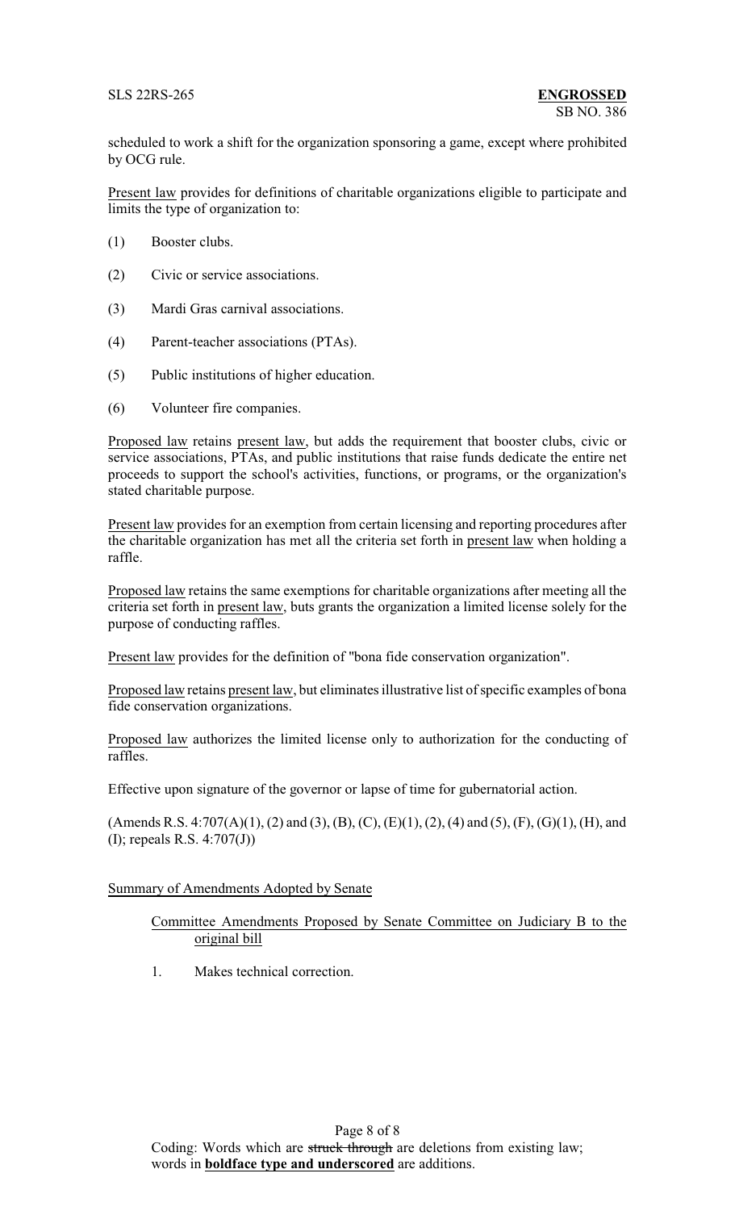scheduled to work a shift for the organization sponsoring a game, except where prohibited by OCG rule.

Present law provides for definitions of charitable organizations eligible to participate and limits the type of organization to:

(1) Booster clubs.

(2) Civic or service associations.

(3) Mardi Gras carnival associations.

(4) Parent-teacher associations (PTAs).

(5) Public institutions of higher education.

(6) Volunteer fire companies.

Proposed law retains present law, but adds the requirement that booster clubs, civic or service associations, PTAs, and public institutions that raise funds dedicate the entire net proceeds to support the school's activities, functions, or programs, or the organization's stated charitable purpose.

Present law provides for an exemption from certain licensing and reporting procedures after the charitable organization has met all the criteria set forth in present law when holding a raffle.

Proposed law retains the same exemptions for charitable organizations after meeting all the criteria set forth in present law, buts grants the organization a limited license solely for the purpose of conducting raffles.

Present law provides for the definition of "bona fide conservation organization".

Proposed law retains present law, but eliminates illustrative list of specific examples of bona fide conservation organizations.

Proposed law authorizes the limited license only to authorization for the conducting of raffles.

Effective upon signature of the governor or lapse of time for gubernatorial action.

(Amends R.S. 4:707(A)(1), (2) and (3), (B), (C), (E)(1), (2), (4) and (5), (F), (G)(1), (H), and (I); repeals R.S. 4:707(J))

Summary of Amendments Adopted by Senate

Committee Amendments Proposed by Senate Committee on Judiciary B to the original bill

1. Makes technical correction.